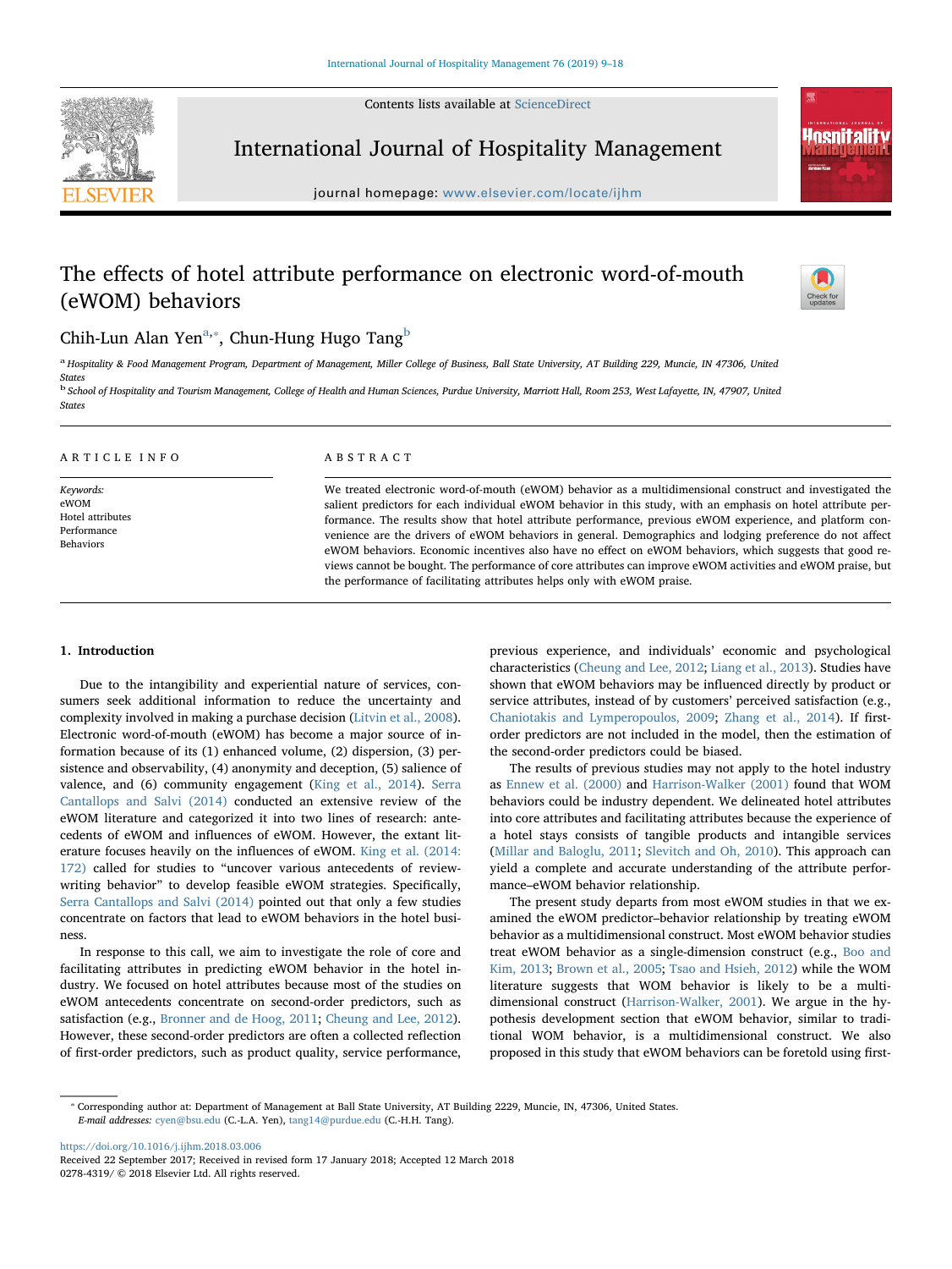# The effects of hotel attribute performance on electronic word-of-mouth (eWOM) behaviors

Chih-Lun Alan Yen[a,*], Chun-Hung Hugo Tang[b]

[a] Hospitality & Food Management Program, Department of Management, Miller College of Business, Ball State University, AT Building 229, Muncie, IN 47306, United States

[b] School of Hospitality and Tourism Management, College of Health and Human Sciences, Purdue University, Marriott Hall, Room 253, West Lafayette, IN, 47907, United States

## ARTICLE INFO

*Keywords:*
eWOM
Hotel attributes
Performance
Behaviors

## ABSTRACT

We treated electronic word-of-mouth (eWOM) behavior as a multidimensional construct and investigated the salient predictors for each individual eWOM behavior in this study, with an emphasis on hotel attribute performance. The results show that hotel attribute performance, previous eWOM experience, and platform convenience are the drivers of eWOM behaviors in general. Demographics and lodging preference do not affect eWOM behaviors. Economic incentives also have no effect on eWOM behaviors, which suggests that good reviews cannot be bought. The performance of core attributes can improve eWOM activities and eWOM praise, but the performance of facilitating attributes helps only with eWOM praise.

## 1. Introduction

Due to the intangibility and experiential nature of services, consumers seek additional information to reduce the uncertainty and complexity involved in making a purchase decision (Litvin et al., 2008). Electronic word-of-mouth (eWOM) has become a major source of information because of its (1) enhanced volume, (2) dispersion, (3) persistence and observability, (4) anonymity and deception, (5) salience of valence, and (6) community engagement (King et al., 2014). Serra Cantallops and Salvi (2014) conducted an extensive review of the eWOM literature and categorized it into two lines of research: antecedents of eWOM and influences of eWOM. However, the extant literature focuses heavily on the influences of eWOM. King et al. (2014: 172) called for studies to "uncover various antecedents of review-writing behavior" to develop feasible eWOM strategies. Specifically, Serra Cantallops and Salvi (2014) pointed out that only a few studies concentrate on factors that lead to eWOM behaviors in the hotel business.

In response to this call, we aim to investigate the role of core and facilitating attributes in predicting eWOM behavior in the hotel industry. We focused on hotel attributes because most of the studies on eWOM antecedents concentrate on second-order predictors, such as satisfaction (e.g., Bronner and de Hoog, 2011; Cheung and Lee, 2012). However, these second-order predictors are often a collected reflection of first-order predictors, such as product quality, service performance, previous experience, and individuals' economic and psychological characteristics (Cheung and Lee, 2012; Liang et al., 2013). Studies have shown that eWOM behaviors may be influenced directly by product or service attributes, instead of by customers' perceived satisfaction (e.g., Chaniotakis and Lymperopoulos, 2009; Zhang et al., 2014). If first-order predictors are not included in the model, then the estimation of the second-order predictors could be biased.

The results of previous studies may not apply to the hotel industry as Ennew et al. (2000) and Harrison-Walker (2001) found that WOM behaviors could be industry dependent. We delineated hotel attributes into core attributes and facilitating attributes because the experience of a hotel stays consists of tangible products and intangible services (Millar and Baloglu, 2011; Slevitch and Oh, 2010). This approach can yield a complete and accurate understanding of the attribute performance–eWOM behavior relationship.

The present study departs from most eWOM studies in that we examined the eWOM predictor–behavior relationship by treating eWOM behavior as a multidimensional construct. Most eWOM behavior studies treat eWOM behavior as a single-dimension construct (e.g., Boo and Kim, 2013; Brown et al., 2005; Tsao and Hsieh, 2012) while the WOM literature suggests that WOM behavior is likely to be a multidimensional construct (Harrison-Walker, 2001). We argue in the hypothesis development section that eWOM behavior, similar to traditional WOM behavior, is a multidimensional construct. We also proposed in this study that eWOM behaviors can be foretold using first-

---

* Corresponding author at: Department of Management at Ball State University, AT Building 2229, Muncie, IN, 47306, United States.
*E-mail addresses:* cyen@bsu.edu (C.-L.A. Yen), tang14@purdue.edu (C.-H.H. Tang).

https://doi.org/10.1016/j.ijhm.2018.03.006
Received 22 September 2017; Received in revised form 17 January 2018; Accepted 12 March 2018
0278-4319/ © 2018 Elsevier Ltd. All rights reserved.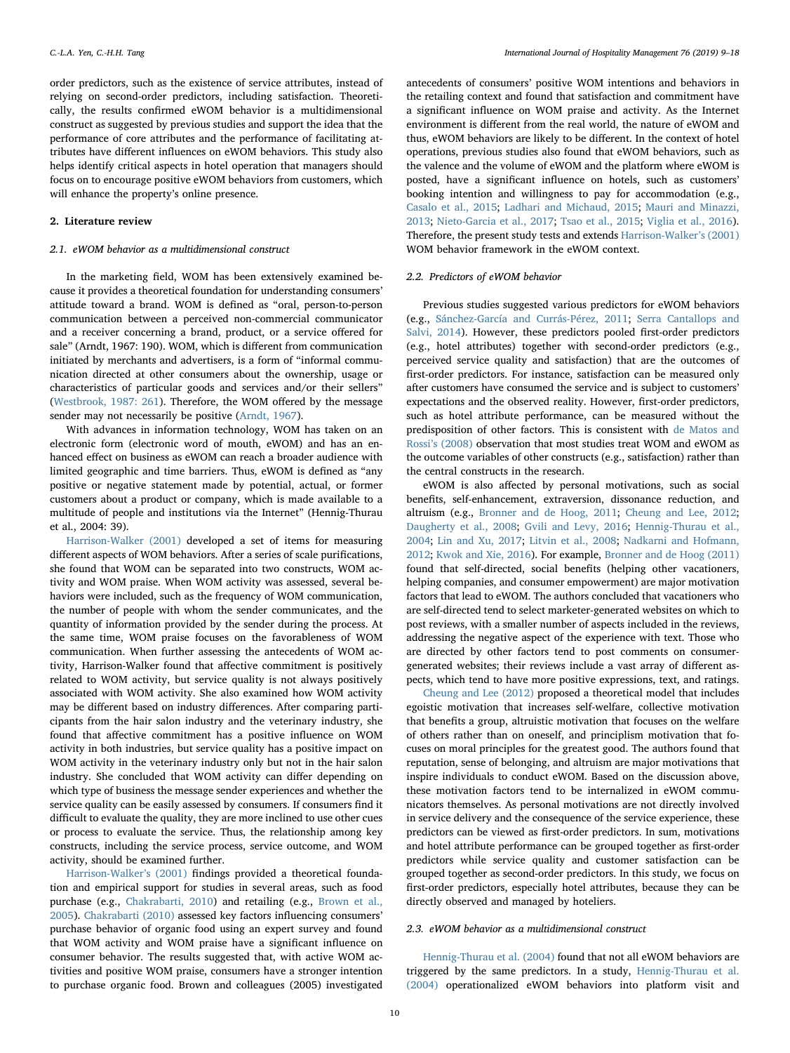order predictors, such as the existence of service attributes, instead of relying on second-order predictors, including satisfaction. Theoretically, the results confirmed eWOM behavior is a multidimensional construct as suggested by previous studies and support the idea that the performance of core attributes and the performance of facilitating attributes have different influences on eWOM behaviors. This study also helps identify critical aspects in hotel operation that managers should focus on to encourage positive eWOM behaviors from customers, which will enhance the property's online presence.

## 2. Literature review

### 2.1. eWOM behavior as a multidimensional construct

In the marketing field, WOM has been extensively examined because it provides a theoretical foundation for understanding consumers' attitude toward a brand. WOM is defined as "oral, person-to-person communication between a perceived non-commercial communicator and a receiver concerning a brand, product, or a service offered for sale" (Arndt, 1967: 190). WOM, which is different from communication initiated by merchants and advertisers, is a form of "informal communication directed at other consumers about the ownership, usage or characteristics of particular goods and services and/or their sellers" (Westbrook, 1987: 261). Therefore, the WOM offered by the message sender may not necessarily be positive (Arndt, 1967).

With advances in information technology, WOM has taken on an electronic form (electronic word of mouth, eWOM) and has an enhanced effect on business as eWOM can reach a broader audience with limited geographic and time barriers. Thus, eWOM is defined as "any positive or negative statement made by potential, actual, or former customers about a product or company, which is made available to a multitude of people and institutions via the Internet" (Hennig-Thurau et al., 2004: 39).

Harrison-Walker (2001) developed a set of items for measuring different aspects of WOM behaviors. After a series of scale purifications, she found that WOM can be separated into two constructs, WOM activity and WOM praise. When WOM activity was assessed, several behaviors were included, such as the frequency of WOM communication, the number of people with whom the sender communicates, and the quantity of information provided by the sender during the process. At the same time, WOM praise focuses on the favorableness of WOM communication. When further assessing the antecedents of WOM activity, Harrison-Walker found that affective commitment is positively related to WOM activity, but service quality is not always positively associated with WOM activity. She also examined how WOM activity may be different based on industry differences. After comparing participants from the hair salon industry and the veterinary industry, she found that affective commitment has a positive influence on WOM activity in both industries, but service quality has a positive impact on WOM activity in the veterinary industry only but not in the hair salon industry. She concluded that WOM activity can differ depending on which type of business the message sender experiences and whether the service quality can be easily assessed by consumers. If consumers find it difficult to evaluate the quality, they are more inclined to use other cues or process to evaluate the service. Thus, the relationship among key constructs, including the service process, service outcome, and WOM activity, should be examined further.

Harrison-Walker's (2001) findings provided a theoretical foundation and empirical support for studies in several areas, such as food purchase (e.g., Chakrabarti, 2010) and retailing (e.g., Brown et al., 2005). Chakrabarti (2010) assessed key factors influencing consumers' purchase behavior of organic food using an expert survey and found that WOM activity and WOM praise have a significant influence on consumer behavior. The results suggested that, with active WOM activities and positive WOM praise, consumers have a stronger intention to purchase organic food. Brown and colleagues (2005) investigated antecedents of consumers' positive WOM intentions and behaviors in the retailing context and found that satisfaction and commitment have a significant influence on WOM praise and activity. As the Internet environment is different from the real world, the nature of eWOM and thus, eWOM behaviors are likely to be different. In the context of hotel operations, previous studies also found that eWOM behaviors, such as the valence and the volume of eWOM and the platform where eWOM is posted, have a significant influence on hotels, such as customers' booking intention and willingness to pay for accommodation (e.g., Casalo et al., 2015; Ladhari and Michaud, 2015; Mauri and Minazzi, 2013; Nieto-Garcia et al., 2017; Tsao et al., 2015; Viglia et al., 2016). Therefore, the present study tests and extends Harrison-Walker's (2001) WOM behavior framework in the eWOM context.

### 2.2. Predictors of eWOM behavior

Previous studies suggested various predictors for eWOM behaviors (e.g., Sánchez-García and Currás-Pérez, 2011; Serra Cantallops and Salvi, 2014). However, these predictors pooled first-order predictors (e.g., hotel attributes) together with second-order predictors (e.g., perceived service quality and satisfaction) that are the outcomes of first-order predictors. For instance, satisfaction can be measured only after customers have consumed the service and is subject to customers' expectations and the observed reality. However, first-order predictors, such as hotel attribute performance, can be measured without the predisposition of other factors. This is consistent with de Matos and Rossi's (2008) observation that most studies treat WOM and eWOM as the outcome variables of other constructs (e.g., satisfaction) rather than the central constructs in the research.

eWOM is also affected by personal motivations, such as social benefits, self-enhancement, extraversion, dissonance reduction, and altruism (e.g., Bronner and de Hoog, 2011; Cheung and Lee, 2012; Daugherty et al., 2008; Gvili and Levy, 2016; Hennig-Thurau et al., 2004; Lin and Xu, 2017; Litvin et al., 2008; Nadkarni and Hofmann, 2012; Kwok and Xie, 2016). For example, Bronner and de Hoog (2011) found that self-directed, social benefits (helping other vacationers, helping companies, and consumer empowerment) are major motivation factors that lead to eWOM. The authors concluded that vacationers who are self-directed tend to select marketer-generated websites on which to post reviews, with a smaller number of aspects included in the reviews, addressing the negative aspect of the experience with text. Those who are directed by other factors tend to post comments on consumer-generated websites; their reviews include a vast array of different aspects, which tend to have more positive expressions, text, and ratings.

Cheung and Lee (2012) proposed a theoretical model that includes egoistic motivation that increases self-welfare, collective motivation that benefits a group, altruistic motivation that focuses on the welfare of others rather than on oneself, and principlism motivation that focuses on moral principles for the greatest good. The authors found that reputation, sense of belonging, and altruism are major motivations that inspire individuals to conduct eWOM. Based on the discussion above, these motivation factors tend to be internalized in eWOM communicators themselves. As personal motivations are not directly involved in service delivery and the consequence of the service experience, these predictors can be viewed as first-order predictors. In sum, motivations and hotel attribute performance can be grouped together as first-order predictors while service quality and customer satisfaction can be grouped together as second-order predictors. In this study, we focus on first-order predictors, especially hotel attributes, because they can be directly observed and managed by hoteliers.

### 2.3. eWOM behavior as a multidimensional construct

Hennig-Thurau et al. (2004) found that not all eWOM behaviors are triggered by the same predictors. In a study, Hennig-Thurau et al. (2004) operationalized eWOM behaviors into platform visit and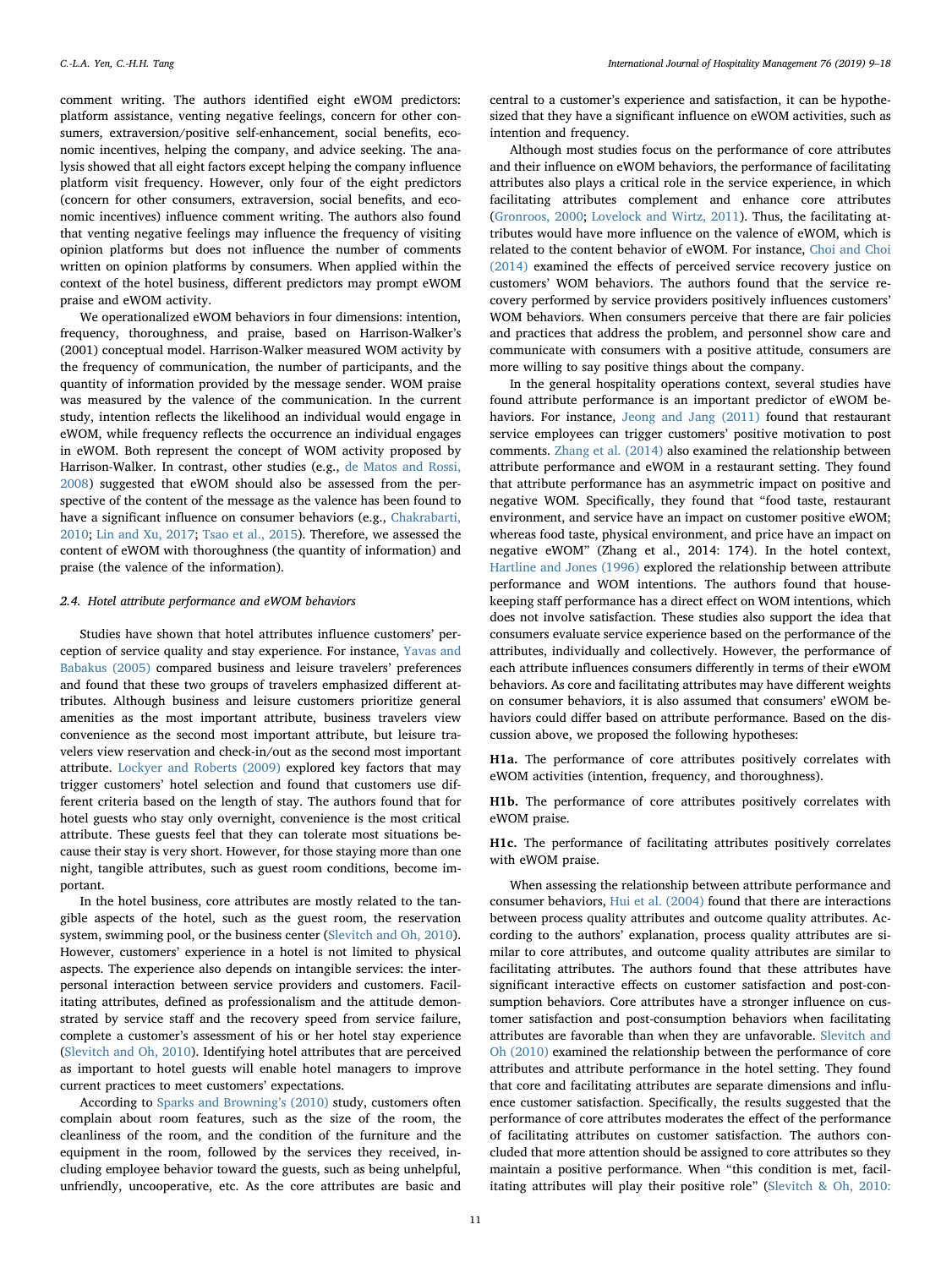comment writing. The authors identified eight eWOM predictors: platform assistance, venting negative feelings, concern for other consumers, extraversion/positive self-enhancement, social benefits, economic incentives, helping the company, and advice seeking. The analysis showed that all eight factors except helping the company influence platform visit frequency. However, only four of the eight predictors (concern for other consumers, extraversion, social benefits, and economic incentives) influence comment writing. The authors also found that venting negative feelings may influence the frequency of visiting opinion platforms but does not influence the number of comments written on opinion platforms by consumers. When applied within the context of the hotel business, different predictors may prompt eWOM praise and eWOM activity.

We operationalized eWOM behaviors in four dimensions: intention, frequency, thoroughness, and praise, based on Harrison-Walker's (2001) conceptual model. Harrison-Walker measured WOM activity by the frequency of communication, the number of participants, and the quantity of information provided by the message sender. WOM praise was measured by the valence of the communication. In the current study, intention reflects the likelihood an individual would engage in eWOM, while frequency reflects the occurrence an individual engages in eWOM. Both represent the concept of WOM activity proposed by Harrison-Walker. In contrast, other studies (e.g., de Matos and Rossi, 2008) suggested that eWOM should also be assessed from the perspective of the content of the message as the valence has been found to have a significant influence on consumer behaviors (e.g., Chakrabarti, 2010; Lin and Xu, 2017; Tsao et al., 2015). Therefore, we assessed the content of eWOM with thoroughness (the quantity of information) and praise (the valence of the information).

### 2.4. Hotel attribute performance and eWOM behaviors

Studies have shown that hotel attributes influence customers' perception of service quality and stay experience. For instance, Yavas and Babakus (2005) compared business and leisure travelers' preferences and found that these two groups of travelers emphasized different attributes. Although business and leisure customers prioritize general amenities as the most important attribute, business travelers view convenience as the second most important attribute, but leisure travelers view reservation and check-in/out as the second most important attribute. Lockyer and Roberts (2009) explored key factors that may trigger customers' hotel selection and found that customers use different criteria based on the length of stay. The authors found that for hotel guests who stay only overnight, convenience is the most critical attribute. These guests feel that they can tolerate most situations because their stay is very short. However, for those staying more than one night, tangible attributes, such as guest room conditions, become important.

In the hotel business, core attributes are mostly related to the tangible aspects of the hotel, such as the guest room, the reservation system, swimming pool, or the business center (Slevitch and Oh, 2010). However, customers' experience in a hotel is not limited to physical aspects. The experience also depends on intangible services: the interpersonal interaction between service providers and customers. Facilitating attributes, defined as professionalism and the attitude demonstrated by service staff and the recovery speed from service failure, complete a customer's assessment of his or her hotel stay experience (Slevitch and Oh, 2010). Identifying hotel attributes that are perceived as important to hotel guests will enable hotel managers to improve current practices to meet customers' expectations.

According to Sparks and Browning's (2010) study, customers often complain about room features, such as the size of the room, the cleanliness of the room, and the condition of the furniture and the equipment in the room, followed by the services they received, including employee behavior toward the guests, such as being unhelpful, unfriendly, uncooperative, etc. As the core attributes are basic and central to a customer's experience and satisfaction, it can be hypothesized that they have a significant influence on eWOM activities, such as intention and frequency.

Although most studies focus on the performance of core attributes and their influence on eWOM behaviors, the performance of facilitating attributes also plays a critical role in the service experience, in which facilitating attributes complement and enhance core attributes (Gronroos, 2000; Lovelock and Wirtz, 2011). Thus, the facilitating attributes would have more influence on the valence of eWOM, which is related to the content behavior of eWOM. For instance, Choi and Choi (2014) examined the effects of perceived service recovery justice on customers' WOM behaviors. The authors found that the service recovery performed by service providers positively influences customers' WOM behaviors. When consumers perceive that there are fair policies and practices that address the problem, and personnel show care and communicate with consumers with a positive attitude, consumers are more willing to say positive things about the company.

In the general hospitality operations context, several studies have found attribute performance is an important predictor of eWOM behaviors. For instance, Jeong and Jang (2011) found that restaurant service employees can trigger customers' positive motivation to post comments. Zhang et al. (2014) also examined the relationship between attribute performance and eWOM in a restaurant setting. They found that attribute performance has an asymmetric impact on positive and negative WOM. Specifically, they found that "food taste, restaurant environment, and service have an impact on customer positive eWOM; whereas food taste, physical environment, and price have an impact on negative eWOM" (Zhang et al., 2014: 174). In the hotel context, Hartline and Jones (1996) explored the relationship between attribute performance and WOM intentions. The authors found that housekeeping staff performance has a direct effect on WOM intentions, which does not involve satisfaction. These studies also support the idea that consumers evaluate service experience based on the performance of the attributes, individually and collectively. However, the performance of each attribute influences consumers differently in terms of their eWOM behaviors. As core and facilitating attributes may have different weights on consumer behaviors, it is also assumed that consumers' eWOM behaviors could differ based on attribute performance. Based on the discussion above, we proposed the following hypotheses:

**H1a.** The performance of core attributes positively correlates with eWOM activities (intention, frequency, and thoroughness).

**H1b.** The performance of core attributes positively correlates with eWOM praise.

**H1c.** The performance of facilitating attributes positively correlates with eWOM praise.

When assessing the relationship between attribute performance and consumer behaviors, Hui et al. (2004) found that there are interactions between process quality attributes and outcome quality attributes. According to the authors' explanation, process quality attributes are similar to core attributes, and outcome quality attributes are similar to facilitating attributes. The authors found that these attributes have significant interactive effects on customer satisfaction and post-consumption behaviors. Core attributes have a stronger influence on customer satisfaction and post-consumption behaviors when facilitating attributes are favorable than when they are unfavorable. Slevitch and Oh (2010) examined the relationship between the performance of core attributes and attribute performance in the hotel setting. They found that core and facilitating attributes are separate dimensions and influence customer satisfaction. Specifically, the results suggested that the performance of core attributes moderates the effect of the performance of facilitating attributes on customer satisfaction. The authors concluded that more attention should be assigned to core attributes so they maintain a positive performance. When "this condition is met, facilitating attributes will play their positive role" (Slevitch & Oh, 2010: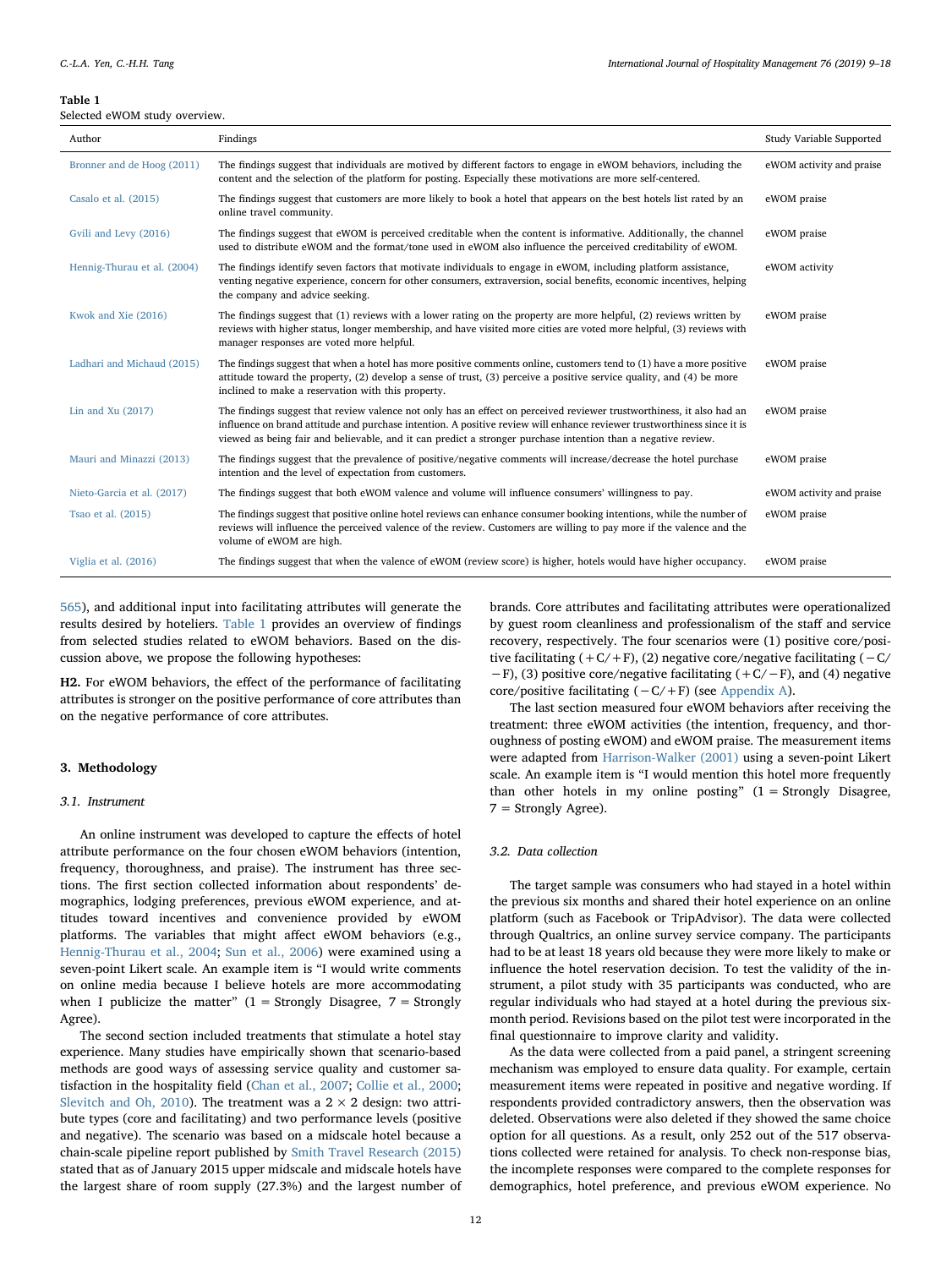**Table 1**
Selected eWOM study overview.

| Author | Findings | Study Variable Supported |
|---|---|---|
| Bronner and de Hoog (2011) | The findings suggest that individuals are motived by different factors to engage in eWOM behaviors, including the content and the selection of the platform for posting. Especially these motivations are more self-centered. | eWOM activity and praise |
| Casalo et al. (2015) | The findings suggest that customers are more likely to book a hotel that appears on the best hotels list rated by an online travel community. | eWOM praise |
| Gvili and Levy (2016) | The findings suggest that eWOM is perceived creditable when the content is informative. Additionally, the channel used to distribute eWOM and the format/tone used in eWOM also influence the perceived creditability of eWOM. | eWOM praise |
| Hennig-Thurau et al. (2004) | The findings identify seven factors that motivate individuals to engage in eWOM, including platform assistance, venting negative experience, concern for other consumers, extraversion, social benefits, economic incentives, helping the company and advice seeking. | eWOM activity |
| Kwok and Xie (2016) | The findings suggest that (1) reviews with a lower rating on the property are more helpful, (2) reviews written by reviews with higher status, longer membership, and have visited more cities are voted more helpful, (3) reviews with manager responses are voted more helpful. | eWOM praise |
| Ladhari and Michaud (2015) | The findings suggest that when a hotel has more positive comments online, customers tend to (1) have a more positive attitude toward the property, (2) develop a sense of trust, (3) perceive a positive service quality, and (4) be more inclined to make a reservation with this property. | eWOM praise |
| Lin and Xu (2017) | The findings suggest that review valence not only has an effect on perceived reviewer trustworthiness, it also had an influence on brand attitude and purchase intention. A positive review will enhance reviewer trustworthiness since it is viewed as being fair and believable, and it can predict a stronger purchase intention than a negative review. | eWOM praise |
| Mauri and Minazzi (2013) | The findings suggest that the prevalence of positive/negative comments will increase/decrease the hotel purchase intention and the level of expectation from customers. | eWOM praise |
| Nieto-Garcia et al. (2017) | The findings suggest that both eWOM valence and volume will influence consumers' willingness to pay. | eWOM activity and praise |
| Tsao et al. (2015) | The findings suggest that positive online hotel reviews can enhance consumer booking intentions, while the number of reviews will influence the perceived valence of the review. Customers are willing to pay more if the valence and the volume of eWOM are high. | eWOM praise |
| Viglia et al. (2016) | The findings suggest that when the valence of eWOM (review score) is higher, hotels would have higher occupancy. | eWOM praise |

565), and additional input into facilitating attributes will generate the results desired by hoteliers. Table 1 provides an overview of findings from selected studies related to eWOM behaviors. Based on the discussion above, we propose the following hypotheses:

**H2.** For eWOM behaviors, the effect of the performance of facilitating attributes is stronger on the positive performance of core attributes than on the negative performance of core attributes.

## 3. Methodology

### 3.1. Instrument

An online instrument was developed to capture the effects of hotel attribute performance on the four chosen eWOM behaviors (intention, frequency, thoroughness, and praise). The instrument has three sections. The first section collected information about respondents' demographics, lodging preferences, previous eWOM experience, and attitudes toward incentives and convenience provided by eWOM platforms. The variables that might affect eWOM behaviors (e.g., Hennig-Thurau et al., 2004; Sun et al., 2006) were examined using a seven-point Likert scale. An example item is "I would write comments on online media because I believe hotels are more accommodating when I publicize the matter" (1 = Strongly Disagree, 7 = Strongly Agree).

The second section included treatments that stimulate a hotel stay experience. Many studies have empirically shown that scenario-based methods are good ways of assessing service quality and customer satisfaction in the hospitality field (Chan et al., 2007; Collie et al., 2000; Slevitch and Oh, 2010). The treatment was a 2 × 2 design: two attribute types (core and facilitating) and two performance levels (positive and negative). The scenario was based on a midscale hotel because a chain-scale pipeline report published by Smith Travel Research (2015) stated that as of January 2015 upper midscale and midscale hotels have the largest share of room supply (27.3%) and the largest number of brands. Core attributes and facilitating attributes were operationalized by guest room cleanliness and professionalism of the staff and service recovery, respectively. The four scenarios were (1) positive core/positive facilitating (+C/+F), (2) negative core/negative facilitating (−C/−F), (3) positive core/negative facilitating (+C/−F), and (4) negative core/positive facilitating (−C/+F) (see Appendix A).

The last section measured four eWOM behaviors after receiving the treatment: three eWOM activities (the intention, frequency, and thoroughness of posting eWOM) and eWOM praise. The measurement items were adapted from Harrison-Walker (2001) using a seven-point Likert scale. An example item is "I would mention this hotel more frequently than other hotels in my online posting" (1 = Strongly Disagree, 7 = Strongly Agree).

### 3.2. Data collection

The target sample was consumers who had stayed in a hotel within the previous six months and shared their hotel experience on an online platform (such as Facebook or TripAdvisor). The data were collected through Qualtrics, an online survey service company. The participants had to be at least 18 years old because they were more likely to make or influence the hotel reservation decision. To test the validity of the instrument, a pilot study with 35 participants was conducted, who are regular individuals who had stayed at a hotel during the previous six-month period. Revisions based on the pilot test were incorporated in the final questionnaire to improve clarity and validity.

As the data were collected from a paid panel, a stringent screening mechanism was employed to ensure data quality. For example, certain measurement items were repeated in positive and negative wording. If respondents provided contradictory answers, then the observation was deleted. Observations were also deleted if they showed the same choice option for all questions. As a result, only 252 out of the 517 observations collected were retained for analysis. To check non-response bias, the incomplete responses were compared to the complete responses for demographics, hotel preference, and previous eWOM experience. No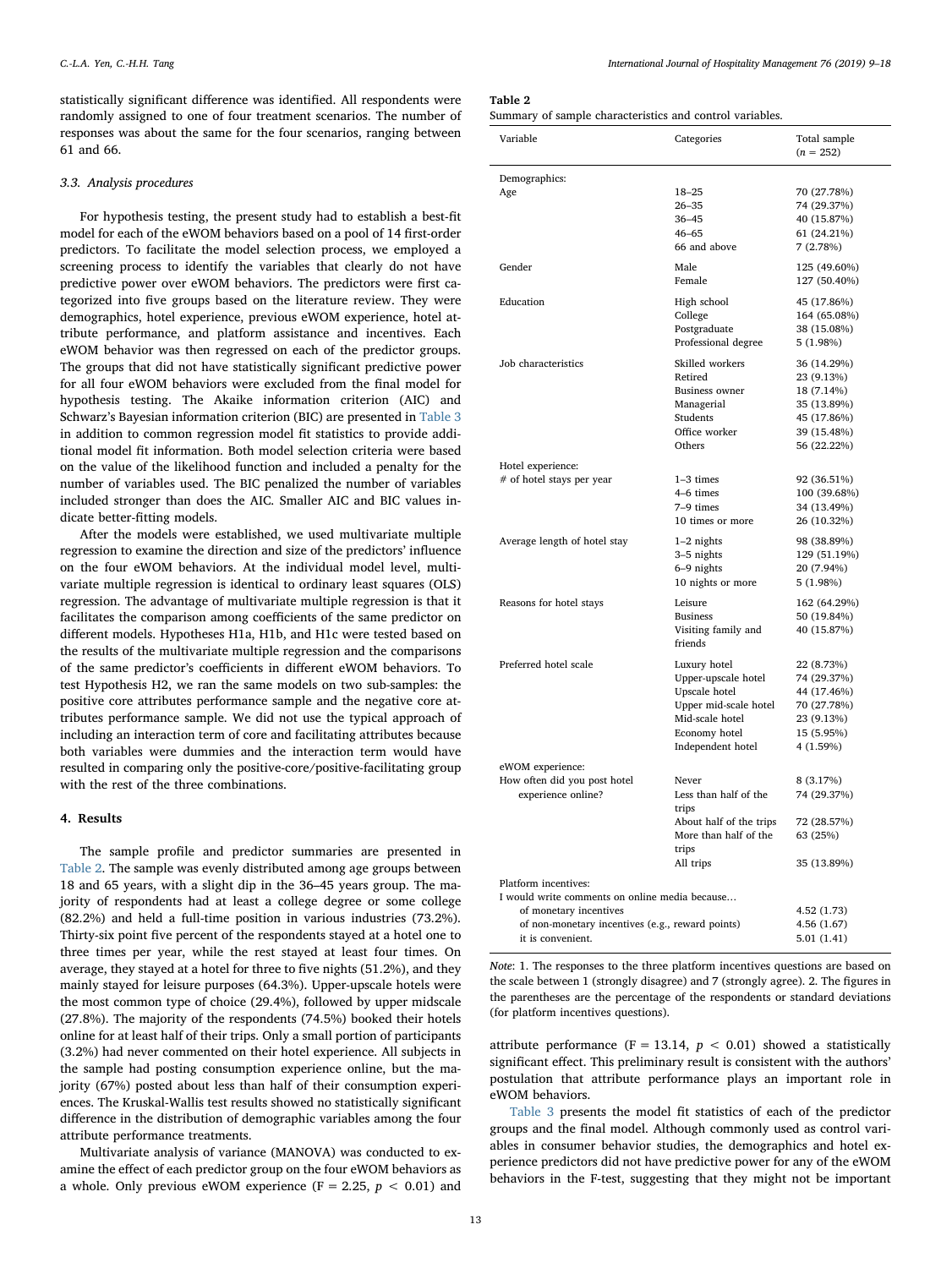statistically significant difference was identified. All respondents were randomly assigned to one of four treatment scenarios. The number of responses was about the same for the four scenarios, ranging between 61 and 66.

### 3.3. Analysis procedures

For hypothesis testing, the present study had to establish a best-fit model for each of the eWOM behaviors based on a pool of 14 first-order predictors. To facilitate the model selection process, we employed a screening process to identify the variables that clearly do not have predictive power over eWOM behaviors. The predictors were first categorized into five groups based on the literature review. They were demographics, hotel experience, previous eWOM experience, hotel attribute performance, and platform assistance and incentives. Each eWOM behavior was then regressed on each of the predictor groups. The groups that did not have statistically significant predictive power for all four eWOM behaviors were excluded from the final model for hypothesis testing. The Akaike information criterion (AIC) and Schwarz's Bayesian information criterion (BIC) are presented in Table 3 in addition to common regression model fit statistics to provide additional model fit information. Both model selection criteria were based on the value of the likelihood function and included a penalty for the number of variables used. The BIC penalized the number of variables included stronger than does the AIC. Smaller AIC and BIC values indicate better-fitting models.

After the models were established, we used multivariate multiple regression to examine the direction and size of the predictors' influence on the four eWOM behaviors. At the individual model level, multivariate multiple regression is identical to ordinary least squares (OLS) regression. The advantage of multivariate multiple regression is that it facilitates the comparison among coefficients of the same predictor on different models. Hypotheses H1a, H1b, and H1c were tested based on the results of the multivariate multiple regression and the comparisons of the same predictor's coefficients in different eWOM behaviors. To test Hypothesis H2, we ran the same models on two sub-samples: the positive core attributes performance sample and the negative core attributes performance sample. We did not use the typical approach of including an interaction term of core and facilitating attributes because both variables were dummies and the interaction term would have resulted in comparing only the positive-core/positive-facilitating group with the rest of the three combinations.

## 4. Results

The sample profile and predictor summaries are presented in Table 2. The sample was evenly distributed among age groups between 18 and 65 years, with a slight dip in the 36–45 years group. The majority of respondents had at least a college degree or some college (82.2%) and held a full-time position in various industries (73.2%). Thirty-six point five percent of the respondents stayed at a hotel one to three times per year, while the rest stayed at least four times. On average, they stayed at a hotel for three to five nights (51.2%), and they mainly stayed for leisure purposes (64.3%). Upper-upscale hotels were the most common type of choice (29.4%), followed by upper midscale (27.8%). The majority of the respondents (74.5%) booked their hotels online for at least half of their trips. Only a small portion of participants (3.2%) had never commented on their hotel experience. All subjects in the sample had posting consumption experience online, but the majority (67%) posted about less than half of their consumption experiences. The Kruskal-Wallis test results showed no statistically significant difference in the distribution of demographic variables among the four attribute performance treatments.

Multivariate analysis of variance (MANOVA) was conducted to examine the effect of each predictor group on the four eWOM behaviors as a whole. Only previous eWOM experience ($F = 2.25$, $p < 0.01$) and attribute performance ($F = 13.14$, $p < 0.01$) showed a statistically significant effect. This preliminary result is consistent with the authors' postulation that attribute performance plays an important role in eWOM behaviors.

Table 3 presents the model fit statistics of each of the predictor groups and the final model. Although commonly used as control variables in consumer behavior studies, the demographics and hotel experience predictors did not have predictive power for any of the eWOM behaviors in the F-test, suggesting that they might not be important

**Table 2**
Summary of sample characteristics and control variables.

| Variable | Categories | Total sample ($n = 252$) |
|---|---|---|
| *Demographics:* | | |
| Age | 18–25 | 70 (27.78%) |
| | 26–35 | 74 (29.37%) |
| | 36–45 | 40 (15.87%) |
| | 46–65 | 61 (24.21%) |
| | 66 and above | 7 (2.78%) |
| Gender | Male | 125 (49.60%) |
| | Female | 127 (50.40%) |
| Education | High school | 45 (17.86%) |
| | College | 164 (65.08%) |
| | Postgraduate | 38 (15.08%) |
| | Professional degree | 5 (1.98%) |
| Job characteristics | Skilled workers | 36 (14.29%) |
| | Retired | 23 (9.13%) |
| | Business owner | 18 (7.14%) |
| | Managerial | 35 (13.89%) |
| | Students | 45 (17.86%) |
| | Office worker | 39 (15.48%) |
| | Others | 56 (22.22%) |
| *Hotel experience:* | | |
| # of hotel stays per year | 1–3 times | 92 (36.51%) |
| | 4–6 times | 100 (39.68%) |
| | 7–9 times | 34 (13.49%) |
| | 10 times or more | 26 (10.32%) |
| Average length of hotel stay | 1–2 nights | 98 (38.89%) |
| | 3–5 nights | 129 (51.19%) |
| | 6–9 nights | 20 (7.94%) |
| | 10 nights or more | 5 (1.98%) |
| Reasons for hotel stays | Leisure | 162 (64.29%) |
| | Business | 50 (19.84%) |
| | Visiting family and friends | 40 (15.87%) |
| Preferred hotel scale | Luxury hotel | 22 (8.73%) |
| | Upper-upscale hotel | 74 (29.37%) |
| | Upscale hotel | 44 (17.46%) |
| | Upper mid-scale hotel | 70 (27.78%) |
| | Mid-scale hotel | 23 (9.13%) |
| | Economy hotel | 15 (5.95%) |
| | Independent hotel | 4 (1.59%) |
| *eWOM experience:* | | |
| How often did you post hotel experience online? | Never | 8 (3.17%) |
| | Less than half of the trips | 74 (29.37%) |
| | About half of the trips | 72 (28.57%) |
| | More than half of the trips | 63 (25%) |
| | All trips | 35 (13.89%) |
| *Platform incentives:* | | |
| I would write comments on online media because… | | |
| of monetary incentives | | 4.52 (1.73) |
| of non-monetary incentives (e.g., reward points) | | 4.56 (1.67) |
| it is convenient. | | 5.01 (1.41) |

*Note*: 1. The responses to the three platform incentives questions are based on the scale between 1 (strongly disagree) and 7 (strongly agree). 2. The figures in the parentheses are the percentage of the respondents or standard deviations (for platform incentives questions).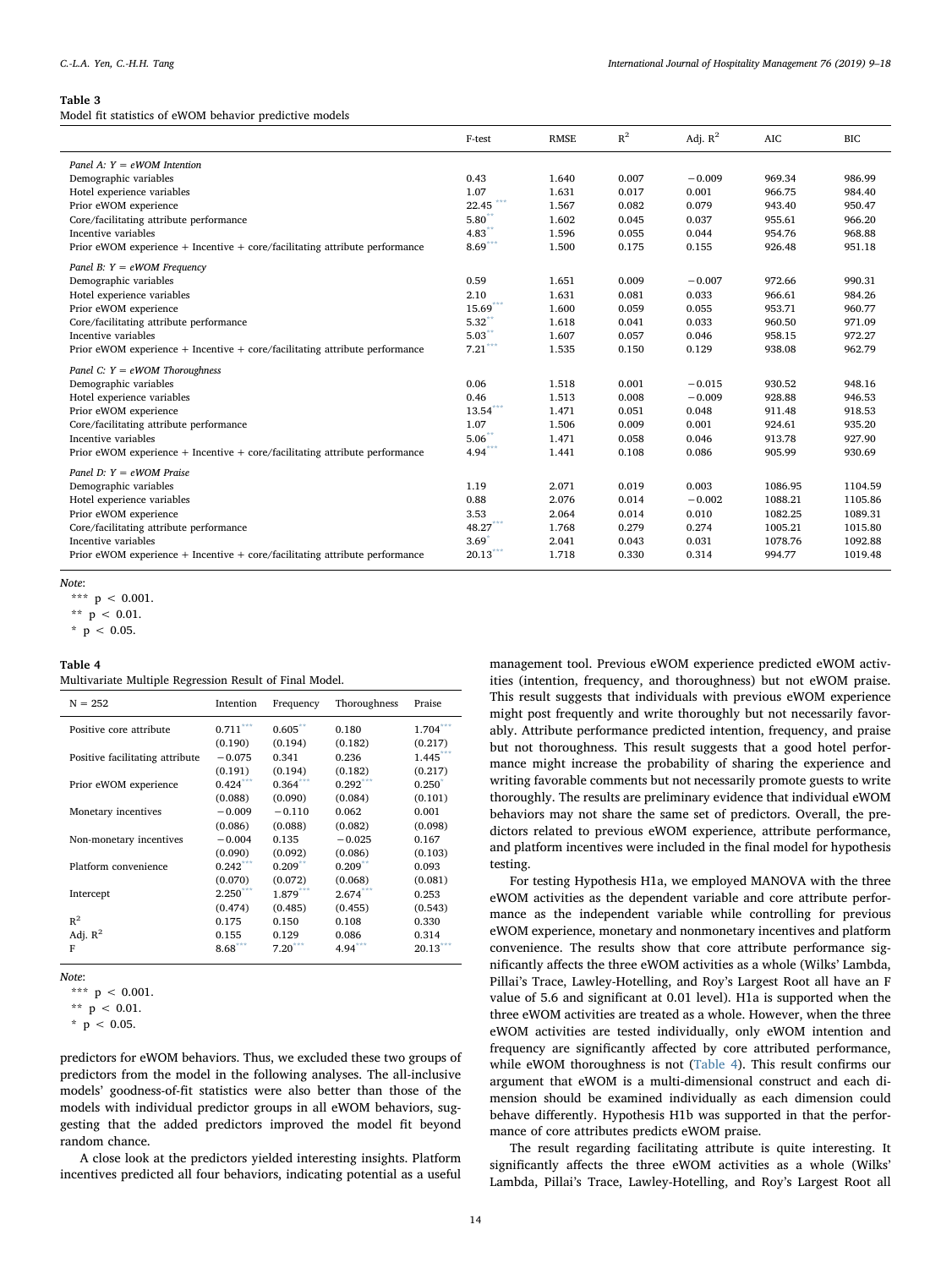**Table 3**
Model fit statistics of eWOM behavior predictive models

| | F-test | RMSE | $R^2$ | Adj. $R^2$ | AIC | BIC |
|---|---|---|---|---|---|---|
| *Panel A: Y = eWOM Intention* | | | | | | |
| Demographic variables | 0.43 | 1.640 | 0.007 | −0.009 | 969.34 | 986.99 |
| Hotel experience variables | 1.07 | 1.631 | 0.017 | 0.001 | 966.75 | 984.40 |
| Prior eWOM experience | 22.45*** | 1.567 | 0.082 | 0.079 | 943.40 | 950.47 |
| Core/facilitating attribute performance | 5.80** | 1.602 | 0.045 | 0.037 | 955.61 | 966.20 |
| Incentive variables | 4.83** | 1.596 | 0.055 | 0.044 | 954.76 | 968.88 |
| Prior eWOM experience + Incentive + core/facilitating attribute performance | 8.69*** | 1.500 | 0.175 | 0.155 | 926.48 | 951.18 |
| *Panel B: Y = eWOM Frequency* | | | | | | |
| Demographic variables | 0.59 | 1.651 | 0.009 | −0.007 | 972.66 | 990.31 |
| Hotel experience variables | 2.10 | 1.631 | 0.081 | 0.033 | 966.61 | 984.26 |
| Prior eWOM experience | 15.69*** | 1.600 | 0.059 | 0.055 | 953.71 | 960.77 |
| Core/facilitating attribute performance | 5.32** | 1.618 | 0.041 | 0.033 | 960.50 | 971.09 |
| Incentive variables | 5.03** | 1.607 | 0.057 | 0.046 | 958.15 | 972.27 |
| Prior eWOM experience + Incentive + core/facilitating attribute performance | 7.21*** | 1.535 | 0.150 | 0.129 | 938.08 | 962.79 |
| *Panel C: Y = eWOM Thoroughness* | | | | | | |
| Demographic variables | 0.06 | 1.518 | 0.001 | −0.015 | 930.52 | 948.16 |
| Hotel experience variables | 0.46 | 1.513 | 0.008 | −0.009 | 928.88 | 946.53 |
| Prior eWOM experience | 13.54*** | 1.471 | 0.051 | 0.048 | 911.48 | 918.53 |
| Core/facilitating attribute performance | 1.07 | 1.506 | 0.009 | 0.001 | 924.61 | 935.20 |
| Incentive variables | 5.06** | 1.471 | 0.058 | 0.046 | 913.78 | 927.90 |
| Prior eWOM experience + Incentive + core/facilitating attribute performance | 4.94*** | 1.441 | 0.108 | 0.086 | 905.99 | 930.69 |
| *Panel D: Y = eWOM Praise* | | | | | | |
| Demographic variables | 1.19 | 2.071 | 0.019 | 0.003 | 1086.95 | 1104.59 |
| Hotel experience variables | 0.88 | 2.076 | 0.014 | −0.002 | 1088.21 | 1105.86 |
| Prior eWOM experience | 3.53 | 2.064 | 0.014 | 0.010 | 1082.25 | 1089.31 |
| Core/facilitating attribute performance | 48.27*** | 1.768 | 0.279 | 0.274 | 1005.21 | 1015.80 |
| Incentive variables | 3.69* | 2.041 | 0.043 | 0.031 | 1078.76 | 1092.88 |
| Prior eWOM experience + Incentive + core/facilitating attribute performance | 20.13*** | 1.718 | 0.330 | 0.314 | 994.77 | 1019.48 |

*Note*:
*** $p < 0.001$.
** $p < 0.01$.
* $p < 0.05$.

**Table 4**
Multivariate Multiple Regression Result of Final Model.

| N = 252 | Intention | Frequency | Thoroughness | Praise |
|---|---|---|---|---|
| Positive core attribute | 0.711*** | 0.605** | 0.180 | 1.704*** |
| | (0.190) | (0.194) | (0.182) | (0.217) |
| Positive facilitating attribute | −0.075 | 0.341 | 0.236 | 1.445*** |
| | (0.191) | (0.194) | (0.182) | (0.217) |
| Prior eWOM experience | 0.424*** | 0.364*** | 0.292*** | 0.250* |
| | (0.088) | (0.090) | (0.084) | (0.101) |
| Monetary incentives | −0.009 | −0.110 | 0.062 | 0.001 |
| | (0.086) | (0.088) | (0.082) | (0.098) |
| Non-monetary incentives | −0.004 | 0.135 | −0.025 | 0.167 |
| | (0.090) | (0.092) | (0.086) | (0.103) |
| Platform convenience | 0.242*** | 0.209** | 0.209** | 0.093 |
| | (0.070) | (0.072) | (0.068) | (0.081) |
| Intercept | 2.250*** | 1.879*** | 2.674*** | 0.253 |
| | (0.474) | (0.485) | (0.455) | (0.543) |
| $R^2$ | 0.175 | 0.150 | 0.108 | 0.330 |
| Adj. $R^2$ | 0.155 | 0.129 | 0.086 | 0.314 |
| F | 8.68*** | 7.20*** | 4.94*** | 20.13*** |

*Note*:
*** $p < 0.001$.
** $p < 0.01$.
* $p < 0.05$.

predictors for eWOM behaviors. Thus, we excluded these two groups of predictors from the model in the following analyses. The all-inclusive models' goodness-of-fit statistics were also better than those of the models with individual predictor groups in all eWOM behaviors, suggesting that the added predictors improved the model fit beyond random chance.

A close look at the predictors yielded interesting insights. Platform incentives predicted all four behaviors, indicating potential as a useful management tool. Previous eWOM experience predicted eWOM activities (intention, frequency, and thoroughness) but not eWOM praise. This result suggests that individuals with previous eWOM experience might post frequently and write thoroughly but not necessarily favorably. Attribute performance predicted intention, frequency, and praise but not thoroughness. This result suggests that a good hotel performance might increase the probability of sharing the experience and writing favorable comments but not necessarily promote guests to write thoroughly. The results are preliminary evidence that individual eWOM behaviors may not share the same set of predictors. Overall, the predictors related to previous eWOM experience, attribute performance, and platform incentives were included in the final model for hypothesis testing.

For testing Hypothesis H1a, we employed MANOVA with the three eWOM activities as the dependent variable and core attribute performance as the independent variable while controlling for previous eWOM experience, monetary and nonmonetary incentives and platform convenience. The results show that core attribute performance significantly affects the three eWOM activities as a whole (Wilks' Lambda, Pillai's Trace, Lawley-Hotelling, and Roy's Largest Root all have an F value of 5.6 and significant at 0.01 level). H1a is supported when the three eWOM activities are treated as a whole. However, when the three eWOM activities are tested individually, only eWOM intention and frequency are significantly affected by core attributed performance, while eWOM thoroughness is not (Table 4). This result confirms our argument that eWOM is a multi-dimensional construct and each dimension should be examined individually as each dimension could behave differently. Hypothesis H1b was supported in that the performance of core attributes predicts eWOM praise.

The result regarding facilitating attribute is quite interesting. It significantly affects the three eWOM activities as a whole (Wilks' Lambda, Pillai's Trace, Lawley-Hotelling, and Roy's Largest Root all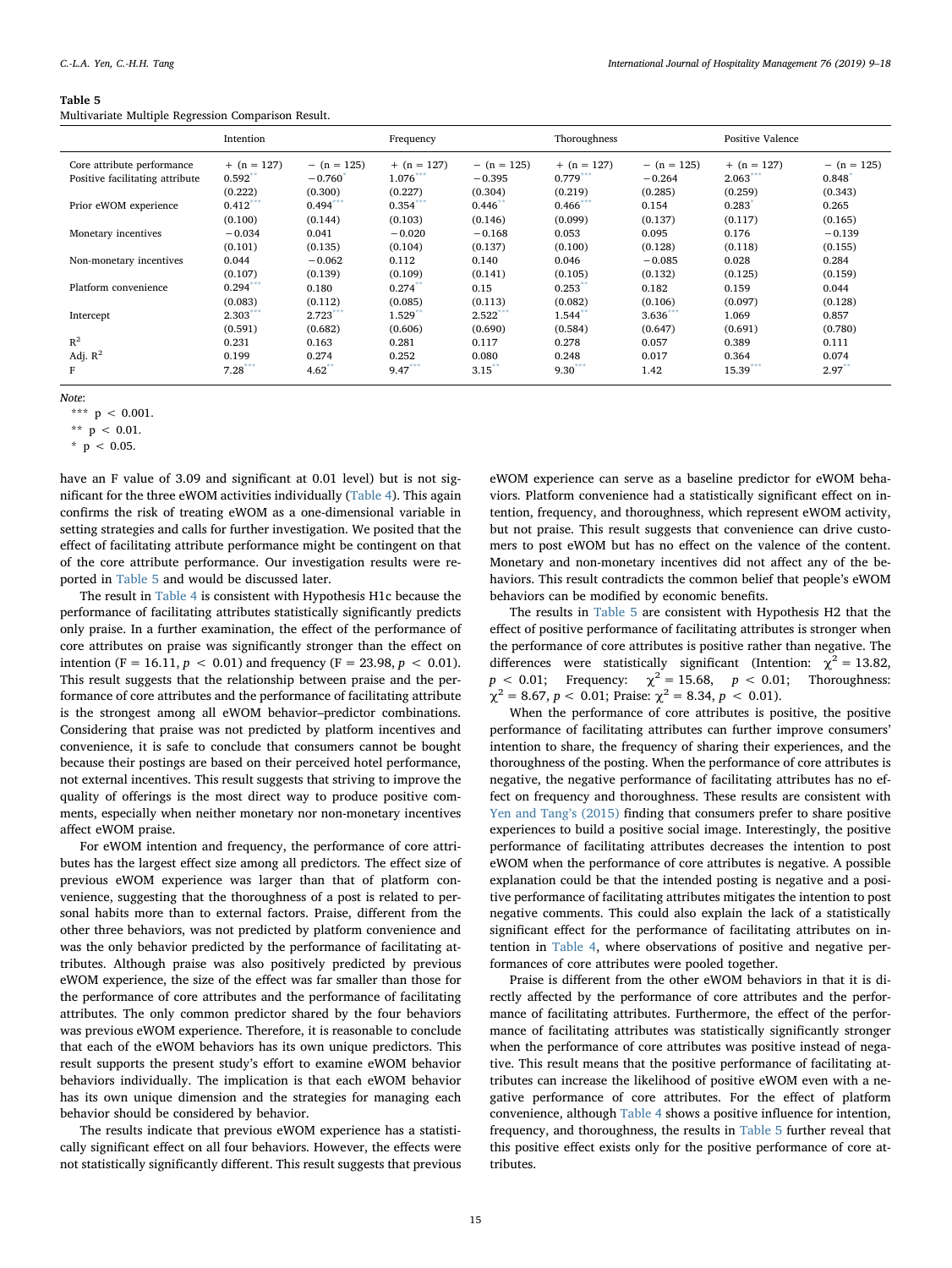**Table 5**
Multivariate Multiple Regression Comparison Result.

| | Intention | | Frequency | | Thoroughness | | Positive Valence | |
|---|---|---|---|---|---|---|---|---|
| Core attribute performance | + (n = 127) | − (n = 125) | + (n = 127) | − (n = 125) | + (n = 127) | − (n = 125) | + (n = 127) | − (n = 125) |
| Positive facilitating attribute | 0.592** | −0.760* | 1.076*** | −0.395 | 0.779*** | −0.264 | 2.063*** | 0.848* |
| | (0.222) | (0.300) | (0.227) | (0.304) | (0.219) | (0.285) | (0.259) | (0.343) |
| Prior eWOM experience | 0.412*** | 0.494*** | 0.354*** | 0.446** | 0.466*** | 0.154 | 0.283* | 0.265 |
| | (0.100) | (0.144) | (0.103) | (0.146) | (0.099) | (0.137) | (0.117) | (0.165) |
| Monetary incentives | −0.034 | 0.041 | −0.020 | −0.168 | 0.053 | 0.095 | 0.176 | −0.139 |
| | (0.101) | (0.135) | (0.104) | (0.137) | (0.100) | (0.128) | (0.118) | (0.155) |
| Non-monetary incentives | 0.044 | −0.062 | 0.112 | 0.140 | 0.046 | −0.085 | 0.028 | 0.284 |
| | (0.107) | (0.139) | (0.109) | (0.141) | (0.105) | (0.132) | (0.125) | (0.159) |
| Platform convenience | 0.294*** | 0.180 | 0.274** | 0.15 | 0.253** | 0.182 | 0.159 | 0.044 |
| | (0.083) | (0.112) | (0.085) | (0.113) | (0.082) | (0.106) | (0.097) | (0.128) |
| Intercept | 2.303*** | 2.723*** | 1.529** | 2.522*** | 1.544** | 3.636*** | 1.069 | 0.857 |
| | (0.591) | (0.682) | (0.606) | (0.690) | (0.584) | (0.647) | (0.691) | (0.780) |
| $R^2$ | 0.231 | 0.163 | 0.281 | 0.117 | 0.278 | 0.057 | 0.389 | 0.111 |
| Adj. $R^2$ | 0.199 | 0.274 | 0.252 | 0.080 | 0.248 | 0.017 | 0.364 | 0.074 |
| F | 7.28*** | 4.62** | 9.47*** | 3.15** | 9.30*** | 1.42 | 15.39*** | 2.97** |

*Note*:
*** $p < 0.001$.
** $p < 0.01$.
* $p < 0.05$.

have an F value of 3.09 and significant at 0.01 level) but is not significant for the three eWOM activities individually (Table 4). This again confirms the risk of treating eWOM as a one-dimensional variable in setting strategies and calls for further investigation. We posited that the effect of facilitating attribute performance might be contingent on that of the core attribute performance. Our investigation results were reported in Table 5 and would be discussed later.

The result in Table 4 is consistent with Hypothesis H1c because the performance of facilitating attributes statistically significantly predicts only praise. In a further examination, the effect of the performance of core attributes on praise was significantly stronger than the effect on intention ($F = 16.11$, $p < 0.01$) and frequency ($F = 23.98$, $p < 0.01$). This result suggests that the relationship between praise and the performance of core attributes and the performance of facilitating attribute is the strongest among all eWOM behavior–predictor combinations. Considering that praise was not predicted by platform incentives and convenience, it is safe to conclude that consumers cannot be bought because their postings are based on their perceived hotel performance, not external incentives. This result suggests that striving to improve the quality of offerings is the most direct way to produce positive comments, especially when neither monetary nor non-monetary incentives affect eWOM praise.

For eWOM intention and frequency, the performance of core attributes has the largest effect size among all predictors. The effect size of previous eWOM experience was larger than that of platform convenience, suggesting that the thoroughness of a post is related to personal habits more than to external factors. Praise, different from the other three behaviors, was not predicted by platform convenience and was the only behavior predicted by the performance of facilitating attributes. Although praise was also positively predicted by previous eWOM experience, the size of the effect was far smaller than those for the performance of core attributes and the performance of facilitating attributes. The only common predictor shared by the four behaviors was previous eWOM experience. Therefore, it is reasonable to conclude that each of the eWOM behaviors has its own unique predictors. This result supports the present study's effort to examine eWOM behavior behaviors individually. The implication is that each eWOM behavior has its own unique dimension and the strategies for managing each behavior should be considered by behavior.

The results indicate that previous eWOM experience has a statistically significant effect on all four behaviors. However, the effects were not statistically significantly different. This result suggests that previous eWOM experience can serve as a baseline predictor for eWOM behaviors. Platform convenience had a statistically significant effect on intention, frequency, and thoroughness, which represent eWOM activity, but not praise. This result suggests that convenience can drive customers to post eWOM but has no effect on the valence of the content. Monetary and non-monetary incentives did not affect any of the behaviors. This result contradicts the common belief that people's eWOM behaviors can be modified by economic benefits.

The results in Table 5 are consistent with Hypothesis H2 that the effect of positive performance of facilitating attributes is stronger when the performance of core attributes is positive rather than negative. The differences were statistically significant (Intention: $\chi^2 = 13.82$, $p < 0.01$; Frequency: $\chi^2 = 15.68$, $p < 0.01$; Thoroughness: $\chi^2 = 8.67$, $p < 0.01$; Praise: $\chi^2 = 8.34$, $p < 0.01$).

When the performance of core attributes is positive, the positive performance of facilitating attributes can further improve consumers' intention to share, the frequency of sharing their experiences, and the thoroughness of the posting. When the performance of core attributes is negative, the negative performance of facilitating attributes has no effect on frequency and thoroughness. These results are consistent with Yen and Tang's (2015) finding that consumers prefer to share positive experiences to build a positive social image. Interestingly, the positive performance of facilitating attributes decreases the intention to post eWOM when the performance of core attributes is negative. A possible explanation could be that the intended posting is negative and a positive performance of facilitating attributes mitigates the intention to post negative comments. This could also explain the lack of a statistically significant effect for the performance of facilitating attributes on intention in Table 4, where observations of positive and negative performances of core attributes were pooled together.

Praise is different from the other eWOM behaviors in that it is directly affected by the performance of core attributes and the performance of facilitating attributes. Furthermore, the effect of the performance of facilitating attributes was statistically significantly stronger when the performance of core attributes was positive instead of negative. This result means that the positive performance of facilitating attributes can increase the likelihood of positive eWOM even with a negative performance of core attributes. For the effect of platform convenience, although Table 4 shows a positive influence for intention, frequency, and thoroughness, the results in Table 5 further reveal that this positive effect exists only for the positive performance of core attributes.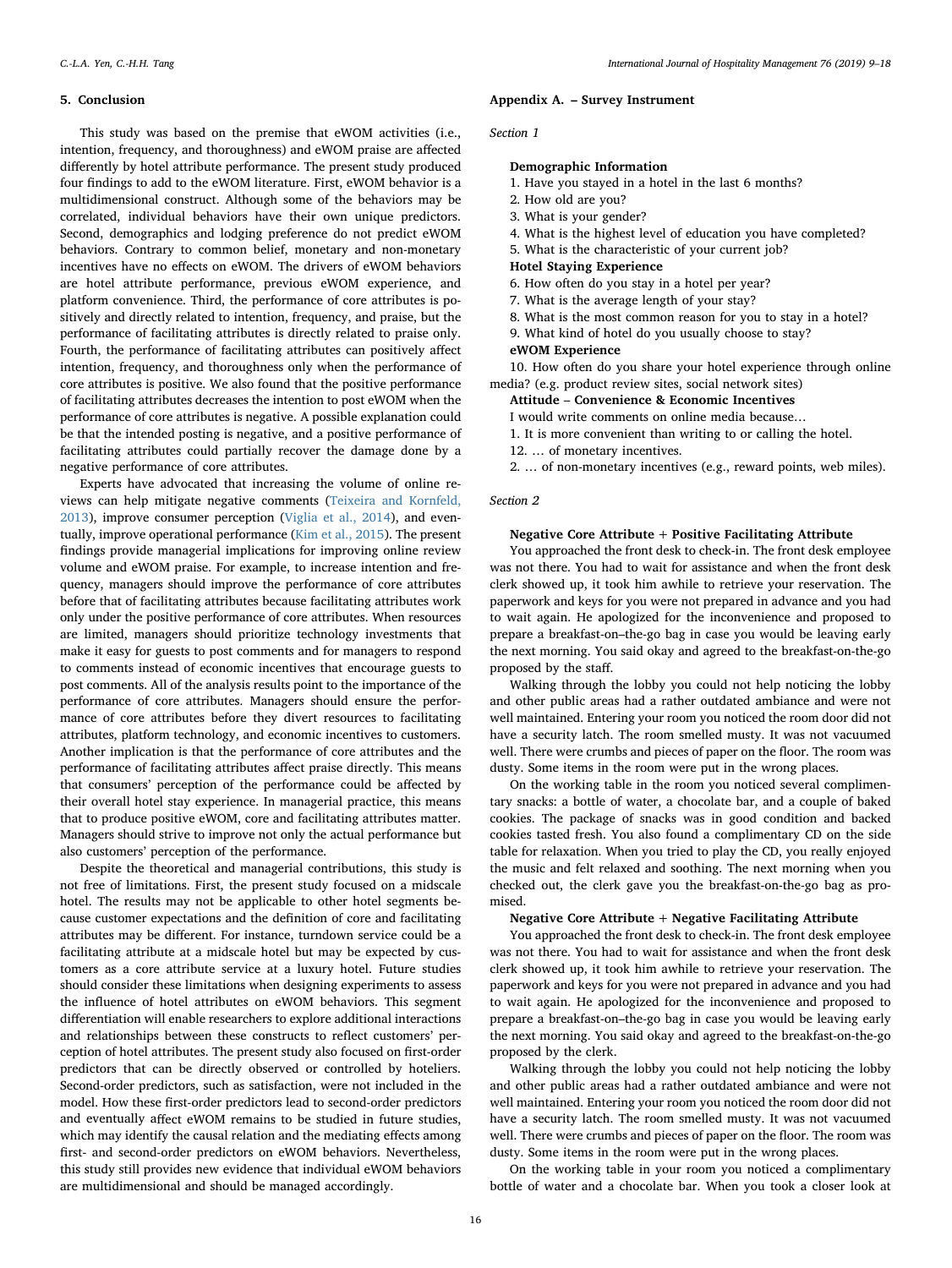## 5. Conclusion

This study was based on the premise that eWOM activities (i.e., intention, frequency, and thoroughness) and eWOM praise are affected differently by hotel attribute performance. The present study produced four findings to add to the eWOM literature. First, eWOM behavior is a multidimensional construct. Although some of the behaviors may be correlated, individual behaviors have their own unique predictors. Second, demographics and lodging preference do not predict eWOM behaviors. Contrary to common belief, monetary and non-monetary incentives have no effects on eWOM. The drivers of eWOM behaviors are hotel attribute performance, previous eWOM experience, and platform convenience. Third, the performance of core attributes is positively and directly related to intention, frequency, and praise, but the performance of facilitating attributes is directly related to praise only. Fourth, the performance of facilitating attributes can positively affect intention, frequency, and thoroughness only when the performance of core attributes is positive. We also found that the positive performance of facilitating attributes decreases the intention to post eWOM when the performance of core attributes is negative. A possible explanation could be that the intended posting is negative, and a positive performance of facilitating attributes could partially recover the damage done by a negative performance of core attributes.

Experts have advocated that increasing the volume of online reviews can help mitigate negative comments (Teixeira and Kornfeld, 2013), improve consumer perception (Viglia et al., 2014), and eventually, improve operational performance (Kim et al., 2015). The present findings provide managerial implications for improving online review volume and eWOM praise. For example, to increase intention and frequency, managers should improve the performance of core attributes before that of facilitating attributes because facilitating attributes work only under the positive performance of core attributes. When resources are limited, managers should prioritize technology investments that make it easy for guests to post comments and for managers to respond to comments instead of economic incentives that encourage guests to post comments. All of the analysis results point to the importance of the performance of core attributes. Managers should ensure the performance of core attributes before they divert resources to facilitating attributes, platform technology, and economic incentives to customers. Another implication is that the performance of core attributes and the performance of facilitating attributes affect praise directly. This means that consumers' perception of the performance could be affected by their overall hotel stay experience. In managerial practice, this means that to produce positive eWOM, core and facilitating attributes matter. Managers should strive to improve not only the actual performance but also customers' perception of the performance.

Despite the theoretical and managerial contributions, this study is not free of limitations. First, the present study focused on a midscale hotel. The results may not be applicable to other hotel segments because customer expectations and the definition of core and facilitating attributes may be different. For instance, turndown service could be a facilitating attribute at a midscale hotel but may be expected by customers as a core attribute service at a luxury hotel. Future studies should consider these limitations when designing experiments to assess the influence of hotel attributes on eWOM behaviors. This segment differentiation will enable researchers to explore additional interactions and relationships between these constructs to reflect customers' perception of hotel attributes. The present study also focused on first-order predictors that can be directly observed or controlled by hoteliers. Second-order predictors, such as satisfaction, were not included in the model. How these first-order predictors lead to second-order predictors and eventually affect eWOM remains to be studied in future studies, which may identify the causal relation and the mediating effects among first- and second-order predictors on eWOM behaviors. Nevertheless, this study still provides new evidence that individual eWOM behaviors are multidimensional and should be managed accordingly.

## Appendix A. – Survey Instrument

*Section 1*

**Demographic Information**

1. Have you stayed in a hotel in the last 6 months?
2. How old are you?
3. What is your gender?
4. What is the highest level of education you have completed?
5. What is the characteristic of your current job?

**Hotel Staying Experience**

6. How often do you stay in a hotel per year?
7. What is the average length of your stay?
8. What is the most common reason for you to stay in a hotel?
9. What kind of hotel do you usually choose to stay?

**eWOM Experience**

10. How often do you share your hotel experience through online media? (e.g. product review sites, social network sites)

**Attitude – Convenience & Economic Incentives**

I would write comments on online media because…

1. It is more convenient than writing to or calling the hotel.
12. … of monetary incentives.
2. … of non-monetary incentives (e.g., reward points, web miles).

*Section 2*

**Negative Core Attribute + Positive Facilitating Attribute**

You approached the front desk to check-in. The front desk employee was not there. You had to wait for assistance and when the front desk clerk showed up, it took him awhile to retrieve your reservation. The paperwork and keys for you were not prepared in advance and you had to wait again. He apologized for the inconvenience and proposed to prepare a breakfast-on–the-go bag in case you would be leaving early the next morning. You said okay and agreed to the breakfast-on-the-go proposed by the staff.

Walking through the lobby you could not help noticing the lobby and other public areas had a rather outdated ambiance and were not well maintained. Entering your room you noticed the room door did not have a security latch. The room smelled musty. It was not vacuumed well. There were crumbs and pieces of paper on the floor. The room was dusty. Some items in the room were put in the wrong places.

On the working table in the room you noticed several complimentary snacks: a bottle of water, a chocolate bar, and a couple of baked cookies. The package of snacks was in good condition and backed cookies tasted fresh. You also found a complimentary CD on the side table for relaxation. When you tried to play the CD, you really enjoyed the music and felt relaxed and soothing. The next morning when you checked out, the clerk gave you the breakfast-on-the-go bag as promised.

**Negative Core Attribute + Negative Facilitating Attribute**

You approached the front desk to check-in. The front desk employee was not there. You had to wait for assistance and when the front desk clerk showed up, it took him awhile to retrieve your reservation. The paperwork and keys for you were not prepared in advance and you had to wait again. He apologized for the inconvenience and proposed to prepare a breakfast-on–the-go bag in case you would be leaving early the next morning. You said okay and agreed to the breakfast-on-the-go proposed by the clerk.

Walking through the lobby you could not help noticing the lobby and other public areas had a rather outdated ambiance and were not well maintained. Entering your room you noticed the room door did not have a security latch. The room smelled musty. It was not vacuumed well. There were crumbs and pieces of paper on the floor. The room was dusty. Some items in the room were put in the wrong places.

On the working table in your room you noticed a complimentary bottle of water and a chocolate bar. When you took a closer look at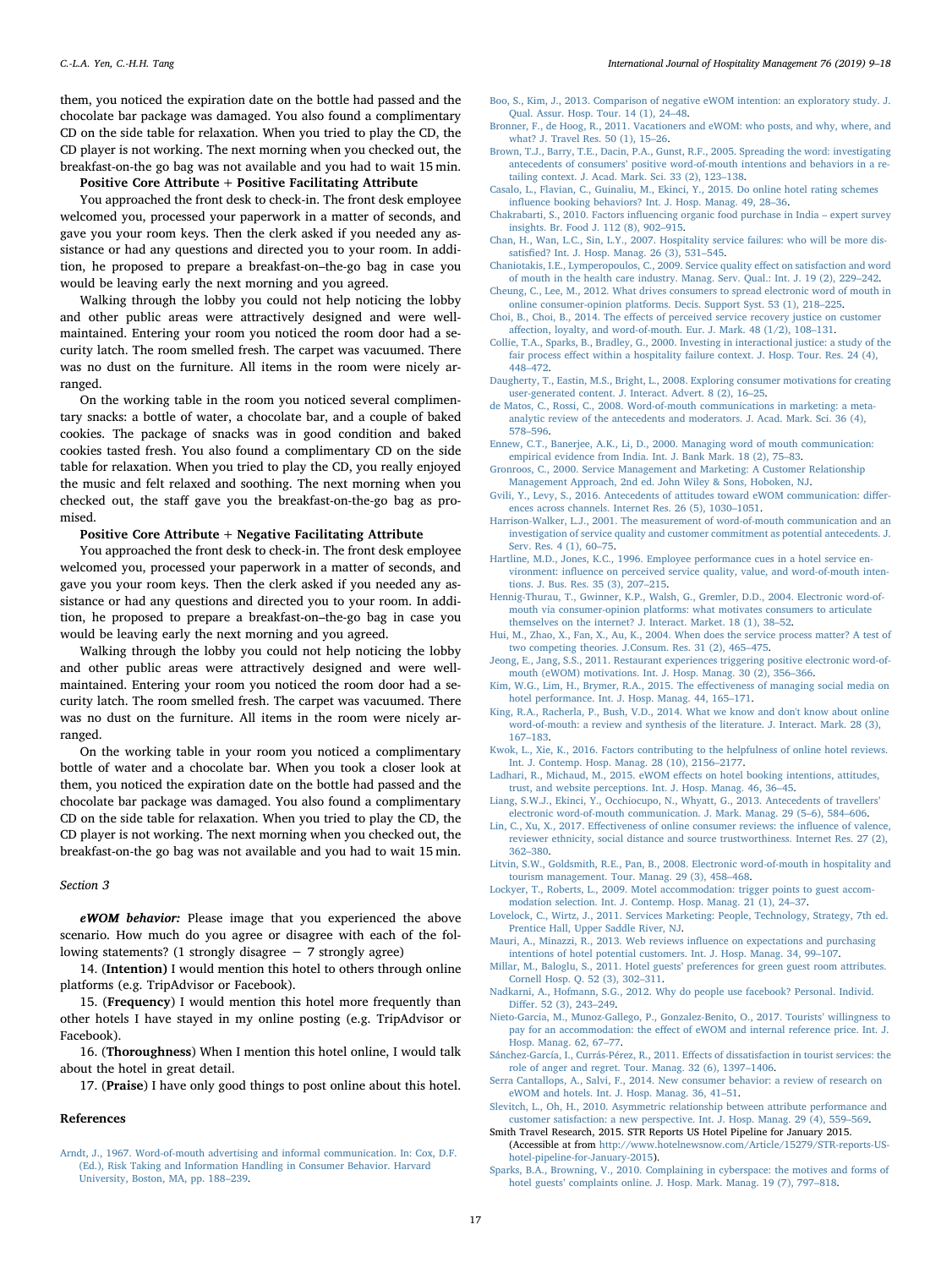them, you noticed the expiration date on the bottle had passed and the chocolate bar package was damaged. You also found a complimentary CD on the side table for relaxation. When you tried to play the CD, the CD player is not working. The next morning when you checked out, the breakfast-on-the go bag was not available and you had to wait 15 min.

**Positive Core Attribute + Positive Facilitating Attribute**

You approached the front desk to check-in. The front desk employee welcomed you, processed your paperwork in a matter of seconds, and gave you your room keys. Then the clerk asked if you needed any assistance or had any questions and directed you to your room. In addition, he proposed to prepare a breakfast-on–the-go bag in case you would be leaving early the next morning and you agreed.

Walking through the lobby you could not help noticing the lobby and other public areas were attractively designed and were well-maintained. Entering your room you noticed the room door had a security latch. The room smelled fresh. The carpet was vacuumed. There was no dust on the furniture. All items in the room were nicely arranged.

On the working table in the room you noticed several complimentary snacks: a bottle of water, a chocolate bar, and a couple of baked cookies. The package of snacks was in good condition and baked cookies tasted fresh. You also found a complimentary CD on the side table for relaxation. When you tried to play the CD, you really enjoyed the music and felt relaxed and soothing. The next morning when you checked out, the staff gave you the breakfast-on-the-go bag as promised.

**Positive Core Attribute + Negative Facilitating Attribute**

You approached the front desk to check-in. The front desk employee welcomed you, processed your paperwork in a matter of seconds, and gave you your room keys. Then the clerk asked if you needed any assistance or had any questions and directed you to your room. In addition, he proposed to prepare a breakfast-on–the-go bag in case you would be leaving early the next morning and you agreed.

Walking through the lobby you could not help noticing the lobby and other public areas were attractively designed and were well-maintained. Entering your room you noticed the room door had a security latch. The room smelled fresh. The carpet was vacuumed. There was no dust on the furniture. All items in the room were nicely arranged.

On the working table in your room you noticed a complimentary bottle of water and a chocolate bar. When you took a closer look at them, you noticed the expiration date on the bottle had passed and the chocolate bar package was damaged. You also found a complimentary CD on the side table for relaxation. When you tried to play the CD, the CD player is not working. The next morning when you checked out, the breakfast-on-the go bag was not available and you had to wait 15 min.

*Section 3*

***eWOM behavior:*** Please image that you experienced the above scenario. How much do you agree or disagree with each of the following statements? (1 strongly disagree − 7 strongly agree)

14. (**Intention**) I would mention this hotel to others through online platforms (e.g. TripAdvisor or Facebook).

15. (**Frequency**) I would mention this hotel more frequently than other hotels I have stayed in my online posting (e.g. TripAdvisor or Facebook).

16. (**Thoroughness**) When I mention this hotel online, I would talk about the hotel in great detail.

17. (**Praise**) I have only good things to post online about this hotel.

## References

Arndt, J., 1967. Word-of-mouth advertising and informal communication. In: Cox, D.F. (Ed.), Risk Taking and Information Handling in Consumer Behavior. Harvard University, Boston, MA, pp. 188–239.

Boo, S., Kim, J., 2013. Comparison of negative eWOM intention: an exploratory study. J. Qual. Assur. Hosp. Tour. 14 (1), 24–48.

Bronner, F., de Hoog, R., 2011. Vacationers and eWOM: who posts, and why, where, and what? J. Travel Res. 50 (1), 15–26.

Brown, T.J., Barry, T.E., Dacin, P.A., Gunst, R.F., 2005. Spreading the word: investigating antecedents of consumers' positive word-of-mouth intentions and behaviors in a retailing context. J. Acad. Mark. Sci. 33 (2), 123–138.

Casalo, L., Flavian, C., Guinaliu, M., Ekinci, Y., 2015. Do online hotel rating schemes influence booking behaviors? Int. J. Hosp. Manag. 49, 28–36.

Chakrabarti, S., 2010. Factors influencing organic food purchase in India – expert survey insights. Br. Food J. 112 (8), 902–915.

Chan, H., Wan, L.C., Sin, L.Y., 2007. Hospitality service failures: who will be more dissatisfied? Int. J. Hosp. Manag. 26 (3), 531–545.

Chaniotakis, I.E., Lymperopoulos, C., 2009. Service quality effect on satisfaction and word of mouth in the health care industry. Manag. Serv. Qual.: Int. J. 19 (2), 229–242.

Cheung, C., Lee, M., 2012. What drives consumers to spread electronic word of mouth in online consumer-opinion platforms. Decis. Support Syst. 53 (1), 218–225.

Choi, B., Choi, B., 2014. The effects of perceived service recovery justice on customer affection, loyalty, and word-of-mouth. Eur. J. Mark. 48 (1/2), 108–131.

Collie, T.A., Sparks, B., Bradley, G., 2000. Investing in interactional justice: a study of the fair process effect within a hospitality failure context. J. Hosp. Tour. Res. 24 (4), 448–472.

Daugherty, T., Eastin, M.S., Bright, L., 2008. Exploring consumer motivations for creating user-generated content. J. Interact. Advert. 8 (2), 16–25.

de Matos, C., Rossi, C., 2008. Word-of-mouth communications in marketing: a meta-analytic review of the antecedents and moderators. J. Acad. Mark. Sci. 36 (4), 578–596.

Ennew, C.T., Banerjee, A.K., Li, D., 2000. Managing word of mouth communication: empirical evidence from India. Int. J. Bank Mark. 18 (2), 75–83.

Gronroos, C., 2000. Service Management and Marketing: A Customer Relationship Management Approach, 2nd ed. John Wiley & Sons, Hoboken, NJ.

Gvili, Y., Levy, S., 2016. Antecedents of attitudes toward eWOM communication: differences across channels. Internet Res. 26 (5), 1030–1051.

Harrison-Walker, L.J., 2001. The measurement of word-of-mouth communication and an investigation of service quality and customer commitment as potential antecedents. J. Serv. Res. 4 (1), 60–75.

Hartline, M.D., Jones, K.C., 1996. Employee performance cues in a hotel service environment: influence on perceived service quality, value, and word-of-mouth intentions. J. Bus. Res. 35 (3), 207–215.

Hennig-Thurau, T., Gwinner, K.P., Walsh, G., Gremler, D.D., 2004. Electronic word-of-mouth via consumer-opinion platforms: what motivates consumers to articulate themselves on the internet? J. Interact. Market. 18 (1), 38–52.

Hui, M., Zhao, X., Fan, X., Au, K., 2004. When does the service process matter? A test of two competing theories. J.Consum. Res. 31 (2), 465–475.

Jeong, E., Jang, S.S., 2011. Restaurant experiences triggering positive electronic word-of-mouth (eWOM) motivations. Int. J. Hosp. Manag. 30 (2), 356–366.

Kim, W.G., Lim, H., Brymer, R.A., 2015. The effectiveness of managing social media on hotel performance. Int. J. Hosp. Manag. 44, 165–171.

King, R.A., Racherla, P., Bush, V.D., 2014. What we know and don't know about online word-of-mouth: a review and synthesis of the literature. J. Interact. Mark. 28 (3), 167–183.

Kwok, L., Xie, K., 2016. Factors contributing to the helpfulness of online hotel reviews. Int. J. Contemp. Hosp. Manag. 28 (10), 2156–2177.

Ladhari, R., Michaud, M., 2015. eWOM effects on hotel booking intentions, attitudes, trust, and website perceptions. Int. J. Hosp. Manag. 46, 36–45.

Liang, S.W.J., Ekinci, Y., Occhiocupo, N., Whyatt, G., 2013. Antecedents of travellers' electronic word-of-mouth communication. J. Mark. Manag. 29 (5–6), 584–606.

Lin, C., Xu, X., 2017. Effectiveness of online consumer reviews: the influence of valence, reviewer ethnicity, social distance and source trustworthiness. Internet Res. 27 (2), 362–380.

Litvin, S.W., Goldsmith, R.E., Pan, B., 2008. Electronic word-of-mouth in hospitality and tourism management. Tour. Manag. 29 (3), 458–468.

Lockyer, T., Roberts, L., 2009. Motel accommodation: trigger points to guest accommodation selection. Int. J. Contemp. Hosp. Manag. 21 (1), 24–37.

Lovelock, C., Wirtz, J., 2011. Services Marketing: People, Technology, Strategy, 7th ed. Prentice Hall, Upper Saddle River, NJ.

Mauri, A., Minazzi, R., 2013. Web reviews influence on expectations and purchasing intentions of hotel potential customers. Int. J. Hosp. Manag. 34, 99–107.

Millar, M., Baloglu, S., 2011. Hotel guests' preferences for green guest room attributes. Cornell Hosp. Q. 52 (3), 302–311.

Nadkarni, A., Hofmann, S.G., 2012. Why do people use facebook? Personal. Individ. Differ. 52 (3), 243–249.

Nieto-Garcia, M., Munoz-Gallego, P., Gonzalez-Benito, O., 2017. Tourists' willingness to pay for an accommodation: the effect of eWOM and internal reference price. Int. J. Hosp. Manag. 62, 67–77.

Sánchez-García, I., Currás-Pérez, R., 2011. Effects of dissatisfaction in tourist services: the role of anger and regret. Tour. Manag. 32 (6), 1397–1406.

Serra Cantallops, A., Salvi, F., 2014. New consumer behavior: a review of research on eWOM and hotels. Int. J. Hosp. Manag. 36, 41–51.

Slevitch, L., Oh, H., 2010. Asymmetric relationship between attribute performance and customer satisfaction: a new perspective. Int. J. Hosp. Manag. 29 (4), 559–569.

Smith Travel Research, 2015. STR Reports US Hotel Pipeline for January 2015. (Accessible at from http://www.hotelnewsnow.com/Article/15279/STR-reports-US-hotel-pipeline-for-January-2015).

Sparks, B.A., Browning, V., 2010. Complaining in cyberspace: the motives and forms of hotel guests' complaints online. J. Hosp. Mark. Manag. 19 (7), 797–818.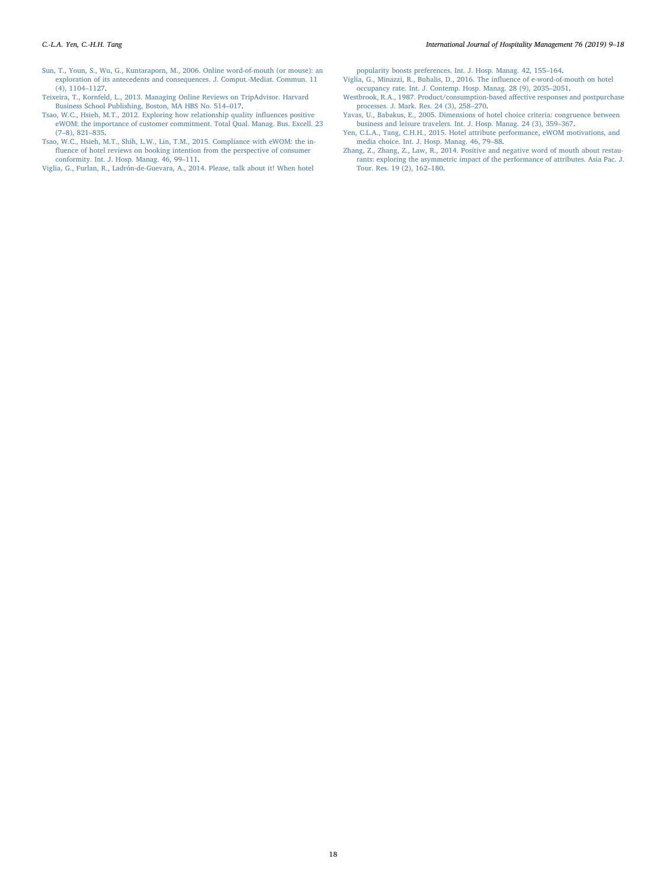Sun, T., Youn, S., Wu, G., Kuntaraporn, M., 2006. Online word-of-mouth (or mouse): an exploration of its antecedents and consequences. J. Comput.-Mediat. Commun. 11 (4), 1104–1127.

Teixeira, T., Kornfeld, L., 2013. Managing Online Reviews on TripAdvisor. Harvard Business School Publishing, Boston, MA HBS No. 514–017.

Tsao, W.C., Hsieh, M.T., 2012. Exploring how relationship quality influences positive eWOM: the importance of customer commitment. Total Qual. Manag. Bus. Excell. 23 (7–8), 821–835.

Tsao, W.C., Hsieh, M.T., Shih, L.W., Lin, T.M., 2015. Compliance with eWOM: the influence of hotel reviews on booking intention from the perspective of consumer conformity. Int. J. Hosp. Manag. 46, 99–111.

Viglia, G., Furlan, R., Ladrón-de-Guevara, A., 2014. Please, talk about it! When hotel popularity boosts preferences. Int. J. Hosp. Manag. 42, 155–164.

Viglia, G., Minazzi, R., Buhalis, D., 2016. The influence of e-word-of-mouth on hotel occupancy rate. Int. J. Contemp. Hosp. Manag. 28 (9), 2035–2051.

Westbrook, R.A., 1987. Product/consumption-based affective responses and postpurchase processes. J. Mark. Res. 24 (3), 258–270.

Yavas, U., Babakus, E., 2005. Dimensions of hotel choice criteria: congruence between business and leisure travelers. Int. J. Hosp. Manag. 24 (3), 359–367.

Yen, C.L.A., Tang, C.H.H., 2015. Hotel attribute performance, eWOM motivations, and media choice. Int. J. Hosp. Manag. 46, 79–88.

Zhang, Z., Zhang, Z., Law, R., 2014. Positive and negative word of mouth about restaurants: exploring the asymmetric impact of the performance of attributes. Asia Pac. J. Tour. Res. 19 (2), 162–180.